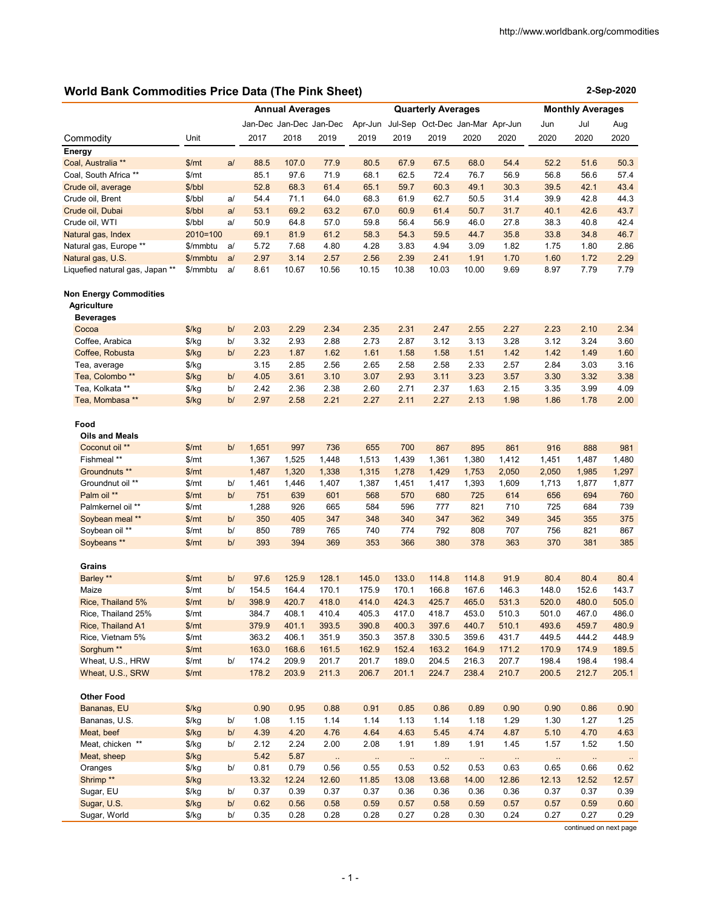http://www.worldbank.org/commodities

## World Bank Commodities Price Data (The Pink Sheet)

2-Sep-2020

| Commodity | Unit | | Annual Averages | | | Quarterly Averages | | | | | Monthly Averages | | |
|---|---|---|---|---|---|---|---|---|---|---|---|---|---|
| | | | Jan-Dec 2017 | Jan-Dec 2018 | Jan-Dec 2019 | Apr-Jun 2019 | Jul-Sep 2019 | Oct-Dec 2019 | Jan-Mar 2020 | Apr-Jun 2020 | Jun 2020 | Jul 2020 | Aug 2020 |
| **Energy** | | | | | | | | | | | | | |
| Coal, Australia ** | $/mt | a/ | 88.5 | 107.0 | 77.9 | 80.5 | 67.9 | 67.5 | 68.0 | 54.4 | 52.2 | 51.6 | 50.3 |
| Coal, South Africa ** | $/mt | | 85.1 | 97.6 | 71.9 | 68.1 | 62.5 | 72.4 | 76.7 | 56.9 | 56.8 | 56.6 | 57.4 |
| Crude oil, average | $/bbl | | 52.8 | 68.3 | 61.4 | 65.1 | 59.7 | 60.3 | 49.1 | 30.3 | 39.5 | 42.1 | 43.4 |
| Crude oil, Brent | $/bbl | a/ | 54.4 | 71.1 | 64.0 | 68.3 | 61.9 | 62.7 | 50.5 | 31.4 | 39.9 | 42.8 | 44.3 |
| Crude oil, Dubai | $/bbl | a/ | 53.1 | 69.2 | 63.2 | 67.0 | 60.9 | 61.4 | 50.7 | 31.7 | 40.1 | 42.6 | 43.7 |
| Crude oil, WTI | $/bbl | a/ | 50.9 | 64.8 | 57.0 | 59.8 | 56.4 | 56.9 | 46.0 | 27.8 | 38.3 | 40.8 | 42.4 |
| Natural gas, Index | 2010=100 | | 69.1 | 81.9 | 61.2 | 58.3 | 54.3 | 59.5 | 44.7 | 35.8 | 33.8 | 34.8 | 46.7 |
| Natural gas, Europe ** | $/mmbtu | a/ | 5.72 | 7.68 | 4.80 | 4.28 | 3.83 | 4.94 | 3.09 | 1.82 | 1.75 | 1.80 | 2.86 |
| Natural gas, U.S. | $/mmbtu | a/ | 2.97 | 3.14 | 2.57 | 2.56 | 2.39 | 2.41 | 1.91 | 1.70 | 1.60 | 1.72 | 2.29 |
| Liquefied natural gas, Japan ** | $/mmbtu | a/ | 8.61 | 10.67 | 10.56 | 10.15 | 10.38 | 10.03 | 10.00 | 9.69 | 8.97 | 7.79 | 7.79 |
| **Non Energy Commodities** | | | | | | | | | | | | | |
| **Agriculture** | | | | | | | | | | | | | |
| **Beverages** | | | | | | | | | | | | | |
| Cocoa | $/kg | b/ | 2.03 | 2.29 | 2.34 | 2.35 | 2.31 | 2.47 | 2.55 | 2.27 | 2.23 | 2.10 | 2.34 |
| Coffee, Arabica | $/kg | b/ | 3.32 | 2.93 | 2.88 | 2.73 | 2.87 | 3.12 | 3.13 | 3.28 | 3.12 | 3.24 | 3.60 |
| Coffee, Robusta | $/kg | b/ | 2.23 | 1.87 | 1.62 | 1.61 | 1.58 | 1.58 | 1.51 | 1.42 | 1.42 | 1.49 | 1.60 |
| Tea, average | $/kg | | 3.15 | 2.85 | 2.56 | 2.65 | 2.58 | 2.58 | 2.33 | 2.57 | 2.84 | 3.03 | 3.16 |
| Tea, Colombo ** | $/kg | b/ | 4.05 | 3.61 | 3.10 | 3.07 | 2.93 | 3.11 | 3.23 | 3.57 | 3.30 | 3.32 | 3.38 |
| Tea, Kolkata ** | $/kg | b/ | 2.42 | 2.36 | 2.38 | 2.60 | 2.71 | 2.37 | 1.63 | 2.15 | 3.35 | 3.99 | 4.09 |
| Tea, Mombasa ** | $/kg | b/ | 2.97 | 2.58 | 2.21 | 2.27 | 2.11 | 2.27 | 2.13 | 1.98 | 1.86 | 1.78 | 2.00 |
| **Food** | | | | | | | | | | | | | |
| **Oils and Meals** | | | | | | | | | | | | | |
| Coconut oil ** | $/mt | b/ | 1,651 | 997 | 736 | 655 | 700 | 867 | 895 | 861 | 916 | 888 | 981 |
| Fishmeal ** | $/mt | | 1,367 | 1,525 | 1,448 | 1,513 | 1,439 | 1,361 | 1,380 | 1,412 | 1,451 | 1,487 | 1,480 |
| Groundnuts ** | $/mt | | 1,487 | 1,320 | 1,338 | 1,315 | 1,278 | 1,429 | 1,753 | 2,050 | 2,050 | 1,985 | 1,297 |
| Groundnut oil ** | $/mt | b/ | 1,461 | 1,446 | 1,407 | 1,387 | 1,451 | 1,417 | 1,393 | 1,609 | 1,713 | 1,877 | 1,877 |
| Palm oil ** | $/mt | b/ | 751 | 639 | 601 | 568 | 570 | 680 | 725 | 614 | 656 | 694 | 760 |
| Palmkernel oil ** | $/mt | | 1,288 | 926 | 665 | 584 | 596 | 777 | 821 | 710 | 725 | 684 | 739 |
| Soybean meal ** | $/mt | b/ | 350 | 405 | 347 | 348 | 340 | 347 | 362 | 349 | 345 | 355 | 375 |
| Soybean oil ** | $/mt | b/ | 850 | 789 | 765 | 740 | 774 | 792 | 808 | 707 | 756 | 821 | 867 |
| Soybeans ** | $/mt | b/ | 393 | 394 | 369 | 353 | 366 | 380 | 378 | 363 | 370 | 381 | 385 |
| **Grains** | | | | | | | | | | | | | |
| Barley ** | $/mt | b/ | 97.6 | 125.9 | 128.1 | 145.0 | 133.0 | 114.8 | 114.8 | 91.9 | 80.4 | 80.4 | 80.4 |
| Maize | $/mt | b/ | 154.5 | 164.4 | 170.1 | 175.9 | 170.1 | 166.8 | 167.6 | 146.3 | 148.0 | 152.6 | 143.7 |
| Rice, Thailand 5% | $/mt | b/ | 398.9 | 420.7 | 418.0 | 414.0 | 424.3 | 425.7 | 465.0 | 531.3 | 520.0 | 480.0 | 505.0 |
| Rice, Thailand 25% | $/mt | | 384.7 | 408.1 | 410.4 | 405.3 | 417.0 | 418.7 | 453.0 | 510.3 | 501.0 | 467.0 | 486.0 |
| Rice, Thailand A1 | $/mt | | 379.9 | 401.1 | 393.5 | 390.8 | 400.3 | 397.6 | 440.7 | 510.1 | 493.6 | 459.7 | 480.9 |
| Rice, Vietnam 5% | $/mt | | 363.2 | 406.1 | 351.9 | 350.3 | 357.8 | 330.5 | 359.6 | 431.7 | 449.5 | 444.2 | 448.9 |
| Sorghum ** | $/mt | | 163.0 | 168.6 | 161.5 | 162.9 | 152.4 | 163.2 | 164.9 | 171.2 | 170.9 | 174.9 | 189.5 |
| Wheat, U.S., HRW | $/mt | b/ | 174.2 | 209.9 | 201.7 | 201.7 | 189.0 | 204.5 | 216.3 | 207.7 | 198.4 | 198.4 | 198.4 |
| Wheat, U.S., SRW | $/mt | | 178.2 | 203.9 | 211.3 | 206.7 | 201.1 | 224.7 | 238.4 | 210.7 | 200.5 | 212.7 | 205.1 |
| **Other Food** | | | | | | | | | | | | | |
| Bananas, EU | $/kg | | 0.90 | 0.95 | 0.88 | 0.91 | 0.85 | 0.86 | 0.89 | 0.90 | 0.90 | 0.86 | 0.90 |
| Bananas, U.S. | $/kg | b/ | 1.08 | 1.15 | 1.14 | 1.14 | 1.13 | 1.14 | 1.18 | 1.29 | 1.30 | 1.27 | 1.25 |
| Meat, beef | $/kg | b/ | 4.39 | 4.20 | 4.76 | 4.64 | 4.63 | 5.45 | 4.74 | 4.87 | 5.10 | 4.70 | 4.63 |
| Meat, chicken ** | $/kg | b/ | 2.12 | 2.24 | 2.00 | 2.08 | 1.91 | 1.89 | 1.91 | 1.45 | 1.57 | 1.52 | 1.50 |
| Meat, sheep | $/kg | | 5.42 | 5.87 | .. | .. | .. | .. | .. | .. | .. | .. | .. |
| Oranges | $/kg | b/ | 0.81 | 0.79 | 0.56 | 0.55 | 0.53 | 0.52 | 0.53 | 0.63 | 0.65 | 0.66 | 0.62 |
| Shrimp ** | $/kg | | 13.32 | 12.24 | 12.60 | 11.85 | 13.08 | 13.68 | 14.00 | 12.86 | 12.13 | 12.52 | 12.57 |
| Sugar, EU | $/kg | b/ | 0.37 | 0.39 | 0.37 | 0.37 | 0.36 | 0.36 | 0.36 | 0.36 | 0.37 | 0.37 | 0.39 |
| Sugar, U.S. | $/kg | b/ | 0.62 | 0.56 | 0.58 | 0.59 | 0.57 | 0.58 | 0.59 | 0.57 | 0.57 | 0.59 | 0.60 |
| Sugar, World | $/kg | b/ | 0.35 | 0.28 | 0.28 | 0.28 | 0.27 | 0.28 | 0.30 | 0.24 | 0.27 | 0.27 | 0.29 |

continued on next page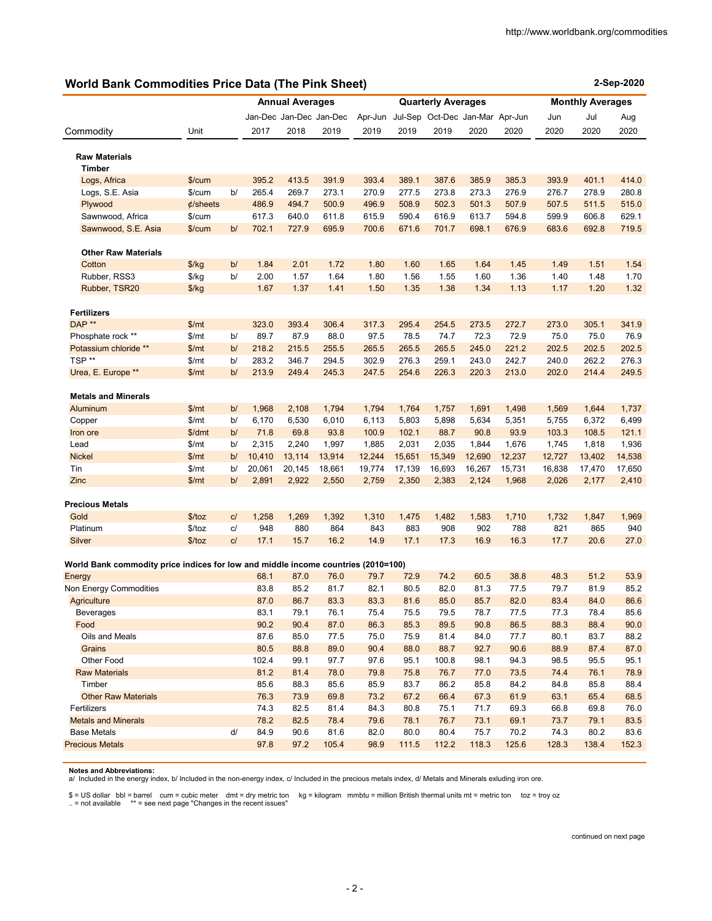http://www.worldbank.org/commodities

## World Bank Commodities Price Data (The Pink Sheet)

**2-Sep-2020**

| Commodity | Unit | | Annual Averages Jan-Dec 2017 | Jan-Dec 2018 | Jan-Dec 2019 | Quarterly Averages Apr-Jun 2019 | Jul-Sep 2019 | Oct-Dec 2019 | Jan-Mar 2020 | Apr-Jun 2020 | Monthly Averages Jun 2020 | Jul 2020 | Aug 2020 |
|---|---|---|---|---|---|---|---|---|---|---|---|---|---|
| **Raw Materials** | | | | | | | | | | | | | |
| **Timber** | | | | | | | | | | | | | |
| Logs, Africa | $/cum | | 395.2 | 413.5 | 391.9 | 393.4 | 389.1 | 387.6 | 385.9 | 385.3 | 393.9 | 401.1 | 414.0 |
| Logs, S.E. Asia | $/cum | b/ | 265.4 | 269.7 | 273.1 | 270.9 | 277.5 | 273.8 | 273.3 | 276.9 | 276.7 | 278.9 | 280.8 |
| Plywood | ¢/sheets | | 486.9 | 494.7 | 500.9 | 496.9 | 508.9 | 502.3 | 501.3 | 507.9 | 507.5 | 511.5 | 515.0 |
| Sawnwood, Africa | $/cum | | 617.3 | 640.0 | 611.8 | 615.9 | 590.4 | 616.9 | 613.7 | 594.8 | 599.9 | 606.8 | 629.1 |
| Sawnwood, S.E. Asia | $/cum | b/ | 702.1 | 727.9 | 695.9 | 700.6 | 671.6 | 701.7 | 698.1 | 676.9 | 683.6 | 692.8 | 719.5 |
| **Other Raw Materials** | | | | | | | | | | | | | |
| Cotton | $/kg | b/ | 1.84 | 2.01 | 1.72 | 1.80 | 1.60 | 1.65 | 1.64 | 1.45 | 1.49 | 1.51 | 1.54 |
| Rubber, RSS3 | $/kg | b/ | 2.00 | 1.57 | 1.64 | 1.80 | 1.56 | 1.55 | 1.60 | 1.36 | 1.40 | 1.48 | 1.70 |
| Rubber, TSR20 | $/kg | | 1.67 | 1.37 | 1.41 | 1.50 | 1.35 | 1.38 | 1.34 | 1.13 | 1.17 | 1.20 | 1.32 |
| **Fertilizers** | | | | | | | | | | | | | |
| DAP ** | $/mt | | 323.0 | 393.4 | 306.4 | 317.3 | 295.4 | 254.5 | 273.5 | 272.7 | 273.0 | 305.1 | 341.9 |
| Phosphate rock ** | $/mt | b/ | 89.7 | 87.9 | 88.0 | 97.5 | 78.5 | 74.7 | 72.3 | 72.9 | 75.0 | 75.0 | 76.9 |
| Potassium chloride ** | $/mt | b/ | 218.2 | 215.5 | 255.5 | 265.5 | 265.5 | 265.5 | 245.0 | 221.2 | 202.5 | 202.5 | 202.5 |
| TSP ** | $/mt | b/ | 283.2 | 346.7 | 294.5 | 302.9 | 276.3 | 259.1 | 243.0 | 242.7 | 240.0 | 262.2 | 276.3 |
| Urea, E. Europe ** | $/mt | b/ | 213.9 | 249.4 | 245.3 | 247.5 | 254.6 | 226.3 | 220.3 | 213.0 | 202.0 | 214.4 | 249.5 |
| **Metals and Minerals** | | | | | | | | | | | | | |
| Aluminum | $/mt | b/ | 1,968 | 2,108 | 1,794 | 1,794 | 1,764 | 1,757 | 1,691 | 1,498 | 1,569 | 1,644 | 1,737 |
| Copper | $/mt | b/ | 6,170 | 6,530 | 6,010 | 6,113 | 5,803 | 5,898 | 5,634 | 5,351 | 5,755 | 6,372 | 6,499 |
| Iron ore | $/dmt | b/ | 71.8 | 69.8 | 93.8 | 100.9 | 102.1 | 88.7 | 90.8 | 93.9 | 103.3 | 108.5 | 121.1 |
| Lead | $/mt | b/ | 2,315 | 2,240 | 1,997 | 1,885 | 2,031 | 2,035 | 1,844 | 1,676 | 1,745 | 1,818 | 1,936 |
| Nickel | $/mt | b/ | 10,410 | 13,114 | 13,914 | 12,244 | 15,651 | 15,349 | 12,690 | 12,237 | 12,727 | 13,402 | 14,538 |
| Tin | $/mt | b/ | 20,061 | 20,145 | 18,661 | 19,774 | 17,139 | 16,693 | 16,267 | 15,731 | 16,838 | 17,470 | 17,650 |
| Zinc | $/mt | b/ | 2,891 | 2,922 | 2,550 | 2,759 | 2,350 | 2,383 | 2,124 | 1,968 | 2,026 | 2,177 | 2,410 |
| **Precious Metals** | | | | | | | | | | | | | |
| Gold | $/toz | c/ | 1,258 | 1,269 | 1,392 | 1,310 | 1,475 | 1,482 | 1,583 | 1,710 | 1,732 | 1,847 | 1,969 |
| Platinum | $/toz | c/ | 948 | 880 | 864 | 843 | 883 | 908 | 902 | 788 | 821 | 865 | 940 |
| Silver | $/toz | c/ | 17.1 | 15.7 | 16.2 | 14.9 | 17.1 | 17.3 | 16.9 | 16.3 | 17.7 | 20.6 | 27.0 |
| **World Bank commodity price indices for low and middle income countries (2010=100)** | | | | | | | | | | | | | |
| Energy | | | 68.1 | 87.0 | 76.0 | 79.7 | 72.9 | 74.2 | 60.5 | 38.8 | 48.3 | 51.2 | 53.9 |
| Non Energy Commodities | | | 83.8 | 85.2 | 81.7 | 82.1 | 80.5 | 82.0 | 81.3 | 77.5 | 79.7 | 81.9 | 85.2 |
| Agriculture | | | 87.0 | 86.7 | 83.3 | 83.3 | 81.6 | 85.0 | 85.7 | 82.0 | 83.4 | 84.0 | 86.6 |
| Beverages | | | 83.1 | 79.1 | 76.1 | 75.4 | 75.5 | 79.5 | 78.7 | 77.5 | 77.3 | 78.4 | 85.6 |
| Food | | | 90.2 | 90.4 | 87.0 | 86.3 | 85.3 | 89.5 | 90.8 | 86.5 | 88.3 | 88.4 | 90.0 |
| Oils and Meals | | | 87.6 | 85.0 | 77.5 | 75.0 | 75.9 | 81.4 | 84.0 | 77.7 | 80.1 | 83.7 | 88.2 |
| Grains | | | 80.5 | 88.8 | 89.0 | 90.4 | 88.0 | 88.7 | 92.7 | 90.6 | 88.9 | 87.4 | 87.0 |
| Other Food | | | 102.4 | 99.1 | 97.7 | 97.6 | 95.1 | 100.8 | 98.1 | 94.3 | 98.5 | 95.5 | 95.1 |
| Raw Materials | | | 81.2 | 81.4 | 78.0 | 79.8 | 75.8 | 76.7 | 77.0 | 73.5 | 74.4 | 76.1 | 78.9 |
| Timber | | | 85.6 | 88.3 | 85.6 | 85.9 | 83.7 | 86.2 | 85.8 | 84.2 | 84.8 | 85.8 | 88.4 |
| Other Raw Materials | | | 76.3 | 73.9 | 69.8 | 73.2 | 67.2 | 66.4 | 67.3 | 61.9 | 63.1 | 65.4 | 68.5 |
| Fertilizers | | | 74.3 | 82.5 | 81.4 | 84.3 | 80.8 | 75.1 | 71.7 | 69.3 | 66.8 | 69.8 | 76.0 |
| Metals and Minerals | | | 78.2 | 82.5 | 78.4 | 79.6 | 78.1 | 76.7 | 73.1 | 69.1 | 73.7 | 79.1 | 83.5 |
| Base Metals | | d/ | 84.9 | 90.6 | 81.6 | 82.0 | 80.0 | 80.4 | 75.7 | 70.2 | 74.3 | 80.2 | 83.6 |
| Precious Metals | | | 97.8 | 97.2 | 105.4 | 98.9 | 111.5 | 112.2 | 118.3 | 125.6 | 128.3 | 138.4 | 152.3 |

**Notes and Abbreviations:**
a/ Included in the energy index, b/ Included in the non-energy index, c/ Included in the precious metals index, d/ Metals and Minerals exluding iron ore.

$ = US dollar bbl = barrel cum = cubic meter dmt = dry metric ton kg = kilogram mmbtu = million British thermal units mt = metric ton toz = troy oz
.. = not available ** = see next page "Changes in the recent issues"

continued on next page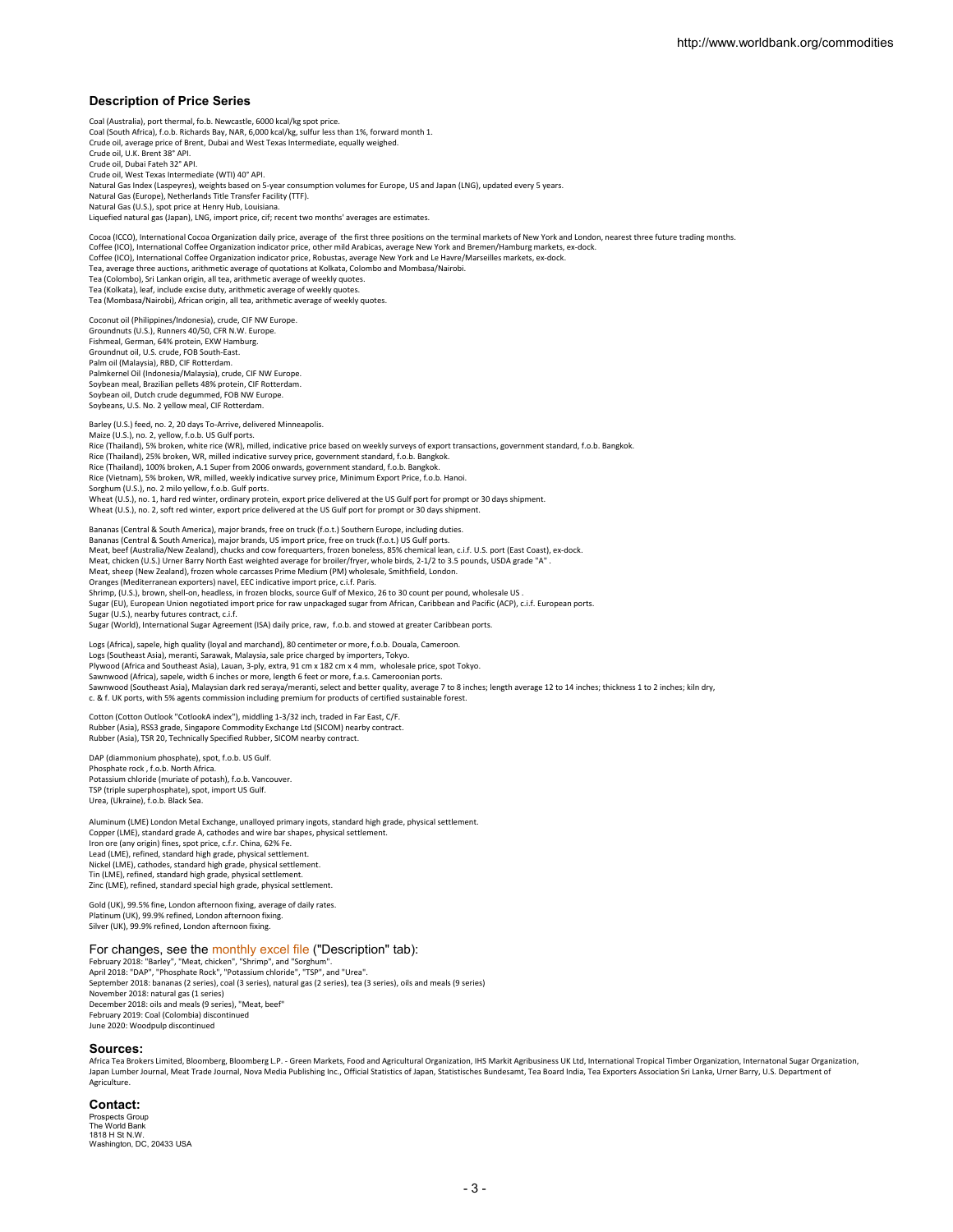## Description of Price Series

Coal (Australia), port thermal, fo.b. Newcastle, 6000 kcal/kg spot price.
Coal (South Africa), f.o.b. Richards Bay, NAR, 6,000 kcal/kg, sulfur less than 1%, forward month 1.
Crude oil, average price of Brent, Dubai and West Texas Intermediate, equally weighed.
Crude oil, U.K. Brent 38" API.
Crude oil, Dubai Fateh 32" API.
Crude oil, West Texas Intermediate (WTI) 40" API.
Natural Gas Index (Laspeyres), weights based on 5-year consumption volumes for Europe, US and Japan (LNG), updated every 5 years.
Natural Gas (Europe), Netherlands Title Transfer Facility (TTF).
Natural Gas (U.S.), spot price at Henry Hub, Louisiana.
Liquefied natural gas (Japan), LNG, import price, cif; recent two months' averages are estimates.

Cocoa (ICCO), International Cocoa Organization daily price, average of the first three positions on the terminal markets of New York and London, nearest three future trading months.
Coffee (ICO), International Coffee Organization indicator price, other mild Arabicas, average New York and Bremen/Hamburg markets, ex-dock.
Coffee (ICO), International Coffee Organization indicator price, Robustas, average New York and Le Havre/Marseilles markets, ex-dock.
Tea, average three auctions, arithmetic average of quotations at Kolkata, Colombo and Mombasa/Nairobi.
Tea (Colombo), Sri Lankan origin, all tea, arithmetic average of weekly quotes.
Tea (Kolkata), leaf, include excise duty, arithmetic average of weekly quotes.
Tea (Mombasa/Nairobi), African origin, all tea, arithmetic average of weekly quotes.

Coconut oil (Philippines/Indonesia), crude, CIF NW Europe.
Groundnuts (U.S.), Runners 40/50, CFR N.W. Europe.
Fishmeal, German, 64% protein, EXW Hamburg.
Groundnut oil, U.S. crude, FOB South-East.
Palm oil (Malaysia), RBD, CIF Rotterdam.
Palmkernel Oil (Indonesia/Malaysia), crude, CIF NW Europe.
Soybean meal, Brazilian pellets 48% protein, CIF Rotterdam.
Soybean oil, Dutch crude degummed, FOB NW Europe.
Soybeans, U.S. No. 2 yellow meal, CIF Rotterdam.

Barley (U.S.) feed, no. 2, 20 days To-Arrive, delivered Minneapolis.
Maize (U.S.), no. 2, yellow, f.o.b. US Gulf ports.
Rice (Thailand), 5% broken, white rice (WR), milled, indicative price based on weekly surveys of export transactions, government standard, f.o.b. Bangkok.
Rice (Thailand), 25% broken, WR, milled indicative survey price, government standard, f.o.b. Bangkok.
Rice (Thailand), 100% broken, A.1 Super from 2006 onwards, government standard, f.o.b. Bangkok.
Rice (Vietnam), 5% broken, WR, milled, weekly indicative survey price, Minimum Export Price, f.o.b. Hanoi.
Sorghum (U.S.), no. 2 milo yellow, f.o.b. Gulf ports.
Wheat (U.S.), no. 1, hard red winter, ordinary protein, export price delivered at the US Gulf port for prompt or 30 days shipment.
Wheat (U.S.), no. 2, soft red winter, export price delivered at the US Gulf port for prompt or 30 days shipment.

Bananas (Central & South America), major brands, free on truck (f.o.t.) Southern Europe, including duties.
Bananas (Central & South America), major brands, US import price, free on truck (f.o.t.) US Gulf ports.
Meat, beef (Australia/New Zealand), chucks and cow forequarters, frozen boneless, 85% chemical lean, c.i.f. U.S. port (East Coast), ex-dock.
Meat, chicken (U.S.) Urner Barry North East weighted average for broiler/fryer, whole birds, 2-1/2 to 3.5 pounds, USDA grade "A" .
Meat, sheep (New Zealand), frozen whole carcasses Prime Medium (PM) wholesale, Smithfield, London.
Oranges (Mediterranean exporters) navel, EEC indicative import price, c.i.f. Paris.
Shrimp, (U.S.), brown, shell-on, headless, in frozen blocks, source Gulf of Mexico, 26 to 30 count per pound, wholesale US .
Sugar (EU), European Union negotiated import price for raw unpackaged sugar from African, Caribbean and Pacific (ACP), c.i.f. European ports.
Sugar (U.S.), nearby futures contract, c.i.f.
Sugar (World), International Sugar Agreement (ISA) daily price, raw, f.o.b. and stowed at greater Caribbean ports.

Logs (Africa), sapele, high quality (loyal and marchand), 80 centimeter or more, f.o.b. Douala, Cameroon.
Logs (Southeast Asia), meranti, Sarawak, Malaysia, sale price charged by importers, Tokyo.
Plywood (Africa and Southeast Asia), Lauan, 3-ply, extra, 91 cm x 182 cm x 4 mm, wholesale price, spot Tokyo.
Sawnwood (Africa), sapele, width 6 inches or more, length 6 feet or more, f.a.s. Cameroonian ports.
Sawnwood (Southeast Asia), Malaysian dark red seraya/meranti, select and better quality, average 7 to 8 inches; length average 12 to 14 inches; thickness 1 to 2 inches; kiln dry, c. & f. UK ports, with 5% agents commission including premium for products of certified sustainable forest.

Cotton (Cotton Outlook "CotlookA index"), middling 1-3/32 inch, traded in Far East, C/F.
Rubber (Asia), RSS3 grade, Singapore Commodity Exchange Ltd (SICOM) nearby contract.
Rubber (Asia), TSR 20, Technically Specified Rubber, SICOM nearby contract.

DAP (diammonium phosphate), spot, f.o.b. US Gulf.
Phosphate rock , f.o.b. North Africa.
Potassium chloride (muriate of potash), f.o.b. Vancouver.
TSP (triple superphosphate), spot, import US Gulf.
Urea, (Ukraine), f.o.b. Black Sea.

Aluminum (LME) London Metal Exchange, unalloyed primary ingots, standard high grade, physical settlement.
Copper (LME), standard grade A, cathodes and wire bar shapes, physical settlement.
Iron ore (any origin) fines, spot price, c.f.r. China, 62% Fe.
Lead (LME), refined, standard high grade, physical settlement.
Nickel (LME), cathodes, standard high grade, physical settlement.
Tin (LME), refined, standard high grade, physical settlement.
Zinc (LME), refined, standard special high grade, physical settlement.

Gold (UK), 99.5% fine, London afternoon fixing, average of daily rates.
Platinum (UK), 99.9% refined, London afternoon fixing.
Silver (UK), 99.9% refined, London afternoon fixing.

### For changes, see the monthly excel file ("Description" tab):

February 2018: "Barley", "Meat, chicken", "Shrimp", and "Sorghum".
April 2018: "DAP", "Phosphate Rock", "Potassium chloride", "TSP", and "Urea".
September 2018: bananas (2 series), coal (3 series), natural gas (2 series), tea (3 series), oils and meals (9 series)
November 2018: natural gas (1 series)
December 2018: oils and meals (9 series), "Meat, beef"
February 2019: Coal (Colombia) discontinued
June 2020: Woodpulp discontinued

## Sources:

Africa Tea Brokers Limited, Bloomberg, Bloomberg L.P. - Green Markets, Food and Agricultural Organization, IHS Markit Agribusiness UK Ltd, International Tropical Timber Organization, Internatonal Sugar Organization, Japan Lumber Journal, Meat Trade Journal, Nova Media Publishing Inc., Official Statistics of Japan, Statistisches Bundesamt, Tea Board India, Tea Exporters Association Sri Lanka, Urner Barry, U.S. Department of Agriculture.

## Contact:

Prospects Group
The World Bank
1818 H St N.W.
Washington, DC, 20433 USA